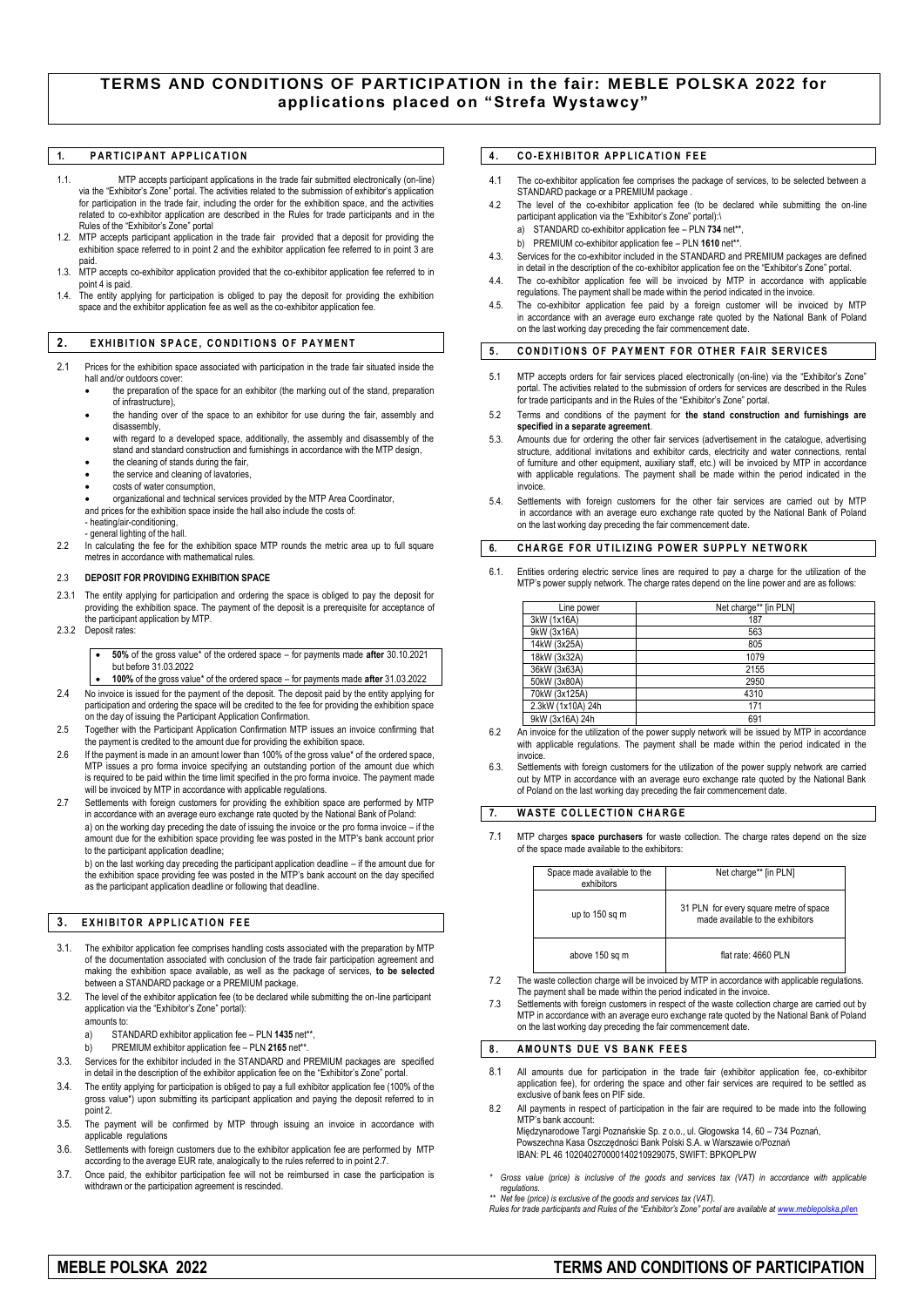# TERMS AND CONDITIONS OF PARTICIPATION in the fair: MEBLE POLSKA 2022 for applications placed on "Strefa Wystawcy"

## 1. PARTICIPANT APPLICATION

1.1. MTP accepts participant applications in the trade fair submitted electronically (on-line) via the "Exhibitor's Zone" portal. The activities related to the submission of exhibitor's application for participation in the trade fair, including the order for the exhibition space, and the activities related to co-exhibitor application are described in the Rules for trade participants and in the Rules of the "Exhibitor's Zone" portal

1.2. MTP accepts participant application in the trade fair provided that a deposit for providing the exhibition space referred to in point 2 and the exhibitor application fee referred to in point 3 are paid.

1.3. MTP accepts co-exhibitor application provided that the co-exhibitor application fee referred to in point 4 is paid.

1.4. The entity applying for participation is obliged to pay the deposit for providing the exhibition space and the exhibitor application fee as well as the co-exhibitor application fee.

## 2. EXHIBITION SPACE, CONDITIONS OF PAYMENT

2.1 Prices for the exhibition space associated with participation in the trade fair situated inside the hall and/or outdoors cover:

- the preparation of the space for an exhibitor (the marking out of the stand, preparation of infrastructure),
- the handing over of the space to an exhibitor for use during the fair, assembly and disassembly,
- with regard to a developed space, additionally, the assembly and disassembly of the stand and standard construction and furnishings in accordance with the MTP design,
- the cleaning of stands during the fair,
- the service and cleaning of lavatories,
- costs of water consumption,
- organizational and technical services provided by the MTP Area Coordinator,

and prices for the exhibition space inside the hall also include the costs of:
- heating/air-conditioning,
- general lighting of the hall.

2.2 In calculating the fee for the exhibition space MTP rounds the metric area up to full square metres in accordance with mathematical rules.

### 2.3 DEPOSIT FOR PROVIDING EXHIBITION SPACE

2.3.1 The entity applying for participation and ordering the space is obliged to pay the deposit for providing the exhibition space. The payment of the deposit is a prerequisite for acceptance of the participant application by MTP.

2.3.2 Deposit rates:

- **50%** of the gross value* of the ordered space – for payments made **after** 30.10.2021 but before 31.03.2022
- **100%** of the gross value* of the ordered space – for payments made **after** 31.03.2022

2.4 No invoice is issued for the payment of the deposit. The deposit paid by the entity applying for participation and ordering the space will be credited to the fee for providing the exhibition space on the day of issuing the Participant Application Confirmation.

2.5 Together with the Participant Application Confirmation MTP issues an invoice confirming that the payment is credited to the amount due for providing the exhibition space.

2.6 If the payment is made in an amount lower than 100% of the gross value* of the ordered space, MTP issues a pro forma invoice specifying an outstanding portion of the amount due which is required to be paid within the time limit specified in the pro forma invoice. The payment made will be invoiced by MTP in accordance with applicable regulations.

2.7 Settlements with foreign customers for providing the exhibition space are performed by MTP in accordance with an average euro exchange rate quoted by the National Bank of Poland:

a) on the working day preceding the date of issuing the invoice or the pro forma invoice – if the amount due for the exhibition space providing fee was posted in the MTP's bank account prior to the participant application deadline;

b) on the last working day preceding the participant application deadline – if the amount due for the exhibition space providing fee was posted in the MTP's bank account on the day specified as the participant application deadline or following that deadline.

## 3. EXHIBITOR APPLICATION FEE

3.1. The exhibitor application fee comprises handling costs associated with the preparation by MTP of the documentation associated with conclusion of the trade fair participation agreement and making the exhibition space available, as well as the package of services, **to be selected** between a STANDARD package or a PREMIUM package.

3.2. The level of the exhibitor application fee (to be declared while submitting the on-line participant application via the "Exhibitor's Zone" portal):

amounts to:

a) STANDARD exhibitor application fee – PLN **1435** net**,

b) PREMIUM exhibitor application fee – PLN **2165** net**.

3.3. Services for the exhibitor included in the STANDARD and PREMIUM packages are specified in detail in the description of the exhibitor application fee on the "Exhibitor's Zone" portal.

3.4. The entity applying for participation is obliged to pay a full exhibitor application fee (100% of the gross value*) upon submitting its participant application and paying the deposit referred to in point 2.

3.5. The payment will be confirmed by MTP through issuing an invoice in accordance with applicable regulations

3.6. Settlements with foreign customers due to the exhibitor application fee are performed by MTP according to the average EUR rate, analogically to the rules referred to in point 2.7.

3.7. Once paid, the exhibitor participation fee will not be reimbursed in case the participation is withdrawn or the participation agreement is rescinded.

## 4. CO-EXHIBITOR APPLICATION FEE

4.1 The co-exhibitor application fee comprises the package of services, to be selected between a STANDARD package or a PREMIUM package .

4.2 The level of the co-exhibitor application fee (to be declared while submitting the on-line participant application via the "Exhibitor's Zone" portal):\

a) STANDARD co-exhibitor application fee – PLN **734** net**,

b) PREMIUM co-exhibitor application fee – PLN **1610** net**.

4.3. Services for the co-exhibitor included in the STANDARD and PREMIUM packages are defined in detail in the description of the co-exhibitor application fee on the "Exhibitor's Zone" portal.

4.4. The co-exhibitor application fee will be invoiced by MTP in accordance with applicable regulations. The payment shall be made within the period indicated in the invoice.

4.5. The co-exhibitor application fee paid by a foreign customer will be invoiced by MTP in accordance with an average euro exchange rate quoted by the National Bank of Poland on the last working day preceding the fair commencement date.

## 5. CONDITIONS OF PAYMENT FOR OTHER FAIR SERVICES

5.1 MTP accepts orders for fair services placed electronically (on-line) via the "Exhibitor's Zone" portal. The activities related to the submission of orders for services are described in the Rules for trade participants and in the Rules of the "Exhibitor's Zone" portal.

5.2 Terms and conditions of the payment for **the stand construction and furnishings are specified in a separate agreement**.

5.3. Amounts due for ordering the other fair services (advertisement in the catalogue, advertising structure, additional invitations and exhibitor cards, electricity and water connections, rental of furniture and other equipment, auxiliary staff, etc.) will be invoiced by MTP in accordance with applicable regulations. The payment shall be made within the period indicated in the invoice.

5.4. Settlements with foreign customers for the other fair services are carried out by MTP in accordance with an average euro exchange rate quoted by the National Bank of Poland on the last working day preceding the fair commencement date.

## 6. CHARGE FOR UTILIZING POWER SUPPLY NETWORK

6.1. Entities ordering electric service lines are required to pay a charge for the utilization of the MTP's power supply network. The charge rates depend on the line power and are as follows:

| Line power | Net charge** [in PLN] |
|---|---|
| 3kW (1x16A) | 187 |
| 9kW (3x16A) | 563 |
| 14kW (3x25A) | 805 |
| 18kW (3x32A) | 1079 |
| 36kW (3x63A) | 2155 |
| 50kW (3x80A) | 2950 |
| 70kW (3x125A) | 4310 |
| 2.3kW (1x10A) 24h | 171 |
| 9kW (3x16A) 24h | 691 |

6.2 An invoice for the utilization of the power supply network will be issued by MTP in accordance with applicable regulations. The payment shall be made within the period indicated in the invoice.

6.3. Settlements with foreign customers for the utilization of the power supply network are carried out by MTP in accordance with an average euro exchange rate quoted by the National Bank of Poland on the last working day preceding the fair commencement date.

## 7. WASTE COLLECTION CHARGE

7.1 MTP charges **space purchasers** for waste collection. The charge rates depend on the size of the space made available to the exhibitors:

| Space made available to the exhibitors | Net charge** [in PLN] |
|---|---|
| up to 150 sq m | 31 PLN for every square metre of space made available to the exhibitors |
| above 150 sq m | flat rate: 4660 PLN |

7.2 The waste collection charge will be invoiced by MTP in accordance with applicable regulations. The payment shall be made within the period indicated in the invoice.

7.3 Settlements with foreign customers in respect of the waste collection charge are carried out by MTP in accordance with an average euro exchange rate quoted by the National Bank of Poland on the last working day preceding the fair commencement date.

## 8. AMOUNTS DUE VS BANK FEES

8.1 All amounts due for participation in the trade fair (exhibitor application fee, co-exhibitor application fee), for ordering the space and other fair services are required to be settled as exclusive of bank fees on PIF side.

8.2 All payments in respect of participation in the fair are required to be made into the following MTP's bank account:
Międzynarodowe Targi Poznańskie Sp. z o.o., ul. Głogowska 14, 60 – 734 Poznań,
Powszechna Kasa Oszczędności Bank Polski S.A. w Warszawie o/Poznań
IBAN: PL 46 1020402700001402109290­75, SWIFT: BPKOPLPW

*\* Gross value (price) is inclusive of the goods and services tax (VAT) in accordance with applicable regulations.*

*\*\* Net fee (price) is exclusive of the goods and services tax (VAT).*

*Rules for trade participants and Rules of the "Exhibitor's Zone" portal are available at www.meblepolska.pl/en*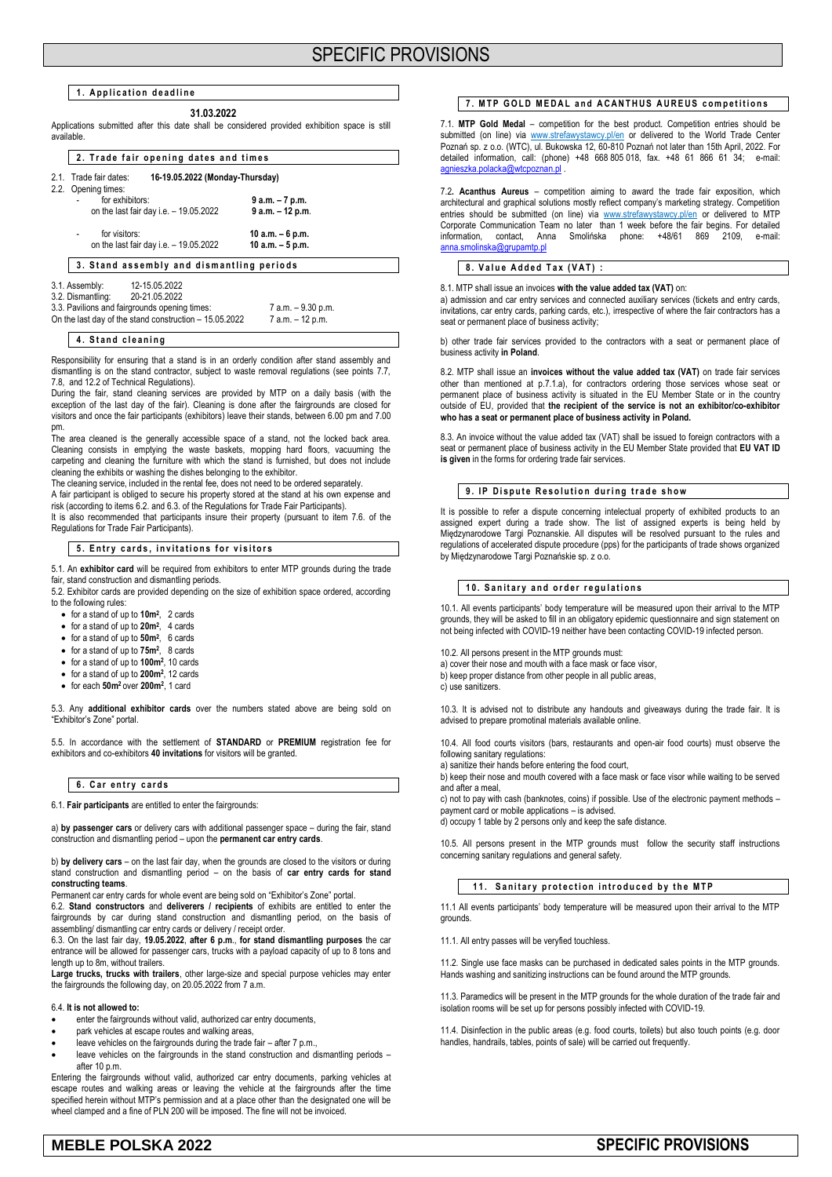# SPECIFIC PROVISIONS

## 1. Application deadline

**31.03.2022**

Applications submitted after this date shall be considered provided exhibition space is still available.

## 2. Trade fair opening dates and times

2.1. Trade fair dates: **16-19.05.2022 (Monday-Thursday)**

2.2. Opening times:

| | |
|---|---|
| - for exhibitors: | **9 a.m. – 7 p.m.** |
| on the last fair day i.e. – 19.05.2022 | **9 a.m. – 12 p.m.** |
| - for visitors: | **10 a.m. – 6 p.m.** |
| on the last fair day i.e. – 19.05.2022 | **10 a.m. – 5 p.m.** |

## 3. Stand assembly and dismantling periods

3.1. Assembly: 12-15.05.2022

3.2. Dismantling: 20-21.05.2022

3.3. Pavilions and fairgrounds opening times: 7 a.m. – 9.30 p.m.

On the last day of the stand construction – 15.05.2022 7 a.m. – 12 p.m.

## 4. Stand cleaning

Responsibility for ensuring that a stand is in an orderly condition after stand assembly and dismantling is on the stand contractor, subject to waste removal regulations (see points 7.7, 7.8, and 12.2 of Technical Regulations).

During the fair, stand cleaning services are provided by MTP on a daily basis (with the exception of the last day of the fair). Cleaning is done after the fairgrounds are closed for visitors and once the fair participants (exhibitors) leave their stands, between 6.00 pm and 7.00 pm.

The area cleaned is the generally accessible space of a stand, not the locked back area. Cleaning consists in emptying the waste baskets, mopping hard floors, vacuuming the carpeting and cleaning the furniture with which the stand is furnished, but does not include cleaning the exhibits or washing the dishes belonging to the exhibitor.

The cleaning service, included in the rental fee, does not need to be ordered separately.

A fair participant is obliged to secure his property stored at the stand at his own expense and risk (according to items 6.2. and 6.3. of the Regulations for Trade Fair Participants).

It is also recommended that participants insure their property (pursuant to item 7.6. of the Regulations for Trade Fair Participants).

## 5. Entry cards, invitations for visitors

5.1. An **exhibitor card** will be required from exhibitors to enter MTP grounds during the trade fair, stand construction and dismantling periods.

5.2. Exhibitor cards are provided depending on the size of exhibition space ordered, according to the following rules:

- for a stand of up to **10m²**, 2 cards
- for a stand of up to **20m²**, 4 cards
- for a stand of up to **50m²**, 6 cards
- for a stand of up to **75m²**, 8 cards
- for a stand of up to **100m²**, 10 cards
- for a stand of up to **200m²**, 12 cards
- for each **50m²** over **200m²**, 1 card

5.3. Any **additional exhibitor cards** over the numbers stated above are being sold on "Exhibitor's Zone" portal.

5.5. In accordance with the settlement of **STANDARD** or **PREMIUM** registration fee for exhibitors and co-exhibitors **40 invitations** for visitors will be granted.

## 6. Car entry cards

6.1. **Fair participants** are entitled to enter the fairgrounds:

a) **by passenger cars** or delivery cars with additional passenger space – during the fair, stand construction and dismantling period – upon the **permanent car entry cards**.

b) **by delivery cars** – on the last fair day, when the grounds are closed to the visitors or during stand construction and dismantling period – on the basis of **car entry cards for stand constructing teams**.

Permanent car entry cards for whole event are being sold on "Exhibitor's Zone" portal.

6.2. **Stand constructors** and **deliverers / recipients** of exhibits are entitled to enter the fairgrounds by car during stand construction and dismantling period, on the basis of assembling/ dismantling car entry cards or delivery / receipt order.

6.3. On the last fair day, **19.05.2022**, **after 6 p.m**., **for stand dismantling purposes** the car entrance will be allowed for passenger cars, trucks with a payload capacity of up to 8 tons and length up to 8m, without trailers.

**Large trucks, trucks with trailers**, other large-size and special purpose vehicles may enter the fairgrounds the following day, on 20.05.2022 from 7 a.m.

6.4. **It is not allowed to:**

- enter the fairgrounds without valid, authorized car entry documents,
- park vehicles at escape routes and walking areas,
- leave vehicles on the fairgrounds during the trade fair – after 7 p.m.,
- leave vehicles on the fairgrounds in the stand construction and dismantling periods – after 10 p.m.

Entering the fairgrounds without valid, authorized car entry documents, parking vehicles at escape routes and walking areas or leaving the vehicle at the fairgrounds after the time specified herein without MTP's permission and at a place other than the designated one will be wheel clamped and a fine of PLN 200 will be imposed. The fine will not be invoiced.

## 7. MTP GOLD MEDAL and ACANTHUS AUREUS competitions

7.1. **MTP Gold Medal** – competition for the best product. Competition entries should be submitted (on line) via www.strefawystawcy.pl/en or delivered to the World Trade Center Poznań sp. z o.o. (WTC), ul. Bukowska 12, 60-810 Poznań not later than 15th April, 2022. For detailed information, call: (phone) +48 668 805 018, fax. +48 61 866 61 34; e-mail: agnieszka.polacka@wtcpoznan.pl .

7.2**. Acanthus Aureus** – competition aiming to award the trade fair exposition, which architectural and graphical solutions mostly reflect company's marketing strategy. Competition entries should be submitted (on line) via www.strefawystawcy.pl/en or delivered to MTP Corporate Communication Team no later than 1 week before the fair begins. For detailed information, contact, Anna Smolińska phone: +48/61 869 2109, e-mail: anna.smolinska@grupamtp.pl

## 8. Value Added Tax (VAT) :

8.1. MTP shall issue an invoices **with the value added tax (VAT)** on:

a) admission and car entry services and connected auxiliary services (tickets and entry cards, invitations, car entry cards, parking cards, etc.), irrespective of where the fair contractors has a seat or permanent place of business activity;

b) other trade fair services provided to the contractors with a seat or permanent place of business activity **in Poland**.

8.2. MTP shall issue an **invoices without the value added tax (VAT)** on trade fair services other than mentioned at p.7.1.a), for contractors ordering those services whose seat or permanent place of business activity is situated in the EU Member State or in the country outside of EU, provided that **the recipient of the service is not an exhibitor/co-exhibitor who has a seat or permanent place of business activity in Poland.**

8.3. An invoice without the value added tax (VAT) shall be issued to foreign contractors with a seat or permanent place of business activity in the EU Member State provided that **EU VAT ID is given** in the forms for ordering trade fair services.

## 9. IP Dispute Resolution during trade show

It is possible to refer a dispute concerning intelectual property of exhibited products to an assigned expert during a trade show. The list of assigned experts is being held by Międzynarodowe Targi Poznanskie. All disputes will be resolved pursuant to the rules and regulations of accelerated dispute procedure (pps) for the participants of trade shows organized by Międzynarodowe Targi Poznańskie sp. z o.o.

## 10. Sanitary and order regulations

10.1. All events participants' body temperature will be measured upon their arrival to the MTP grounds, they will be asked to fill in an obligatory epidemic questionnaire and sign statement on not being infected with COVID-19 neither have been contacting COVID-19 infected person.

10.2. All persons present in the MTP grounds must:

a) cover their nose and mouth with a face mask or face visor,

b) keep proper distance from other people in all public areas,

c) use sanitizers.

10.3. It is advised not to distribute any handouts and giveaways during the trade fair. It is advised to prepare promotional materials available online.

10.4. All food courts visitors (bars, restaurants and open-air food courts) must observe the following sanitary regulations:

a) sanitize their hands before entering the food court,

b) keep their nose and mouth covered with a face mask or face visor while waiting to be served and after a meal,

c) not to pay with cash (banknotes, coins) if possible. Use of the electronic payment methods – payment card or mobile applications – is advised.

d) occupy 1 table by 2 persons only and keep the safe distance.

10.5. All persons present in the MTP grounds must follow the security staff instructions concerning sanitary regulations and general safety.

## 11. Sanitary protection introduced by the MTP

11.1 All events participants' body temperature will be measured upon their arrival to the MTP grounds.

11.1. All entry passes will be veryfied touchless.

11.2. Single use face masks can be purchased in dedicated sales points in the MTP grounds. Hands washing and sanitizing instructions can be found around the MTP grounds.

11.3. Paramedics will be present in the MTP grounds for the whole duration of the trade fair and isolation rooms will be set up for persons possibly infected with COVID-19.

11.4. Disinfection in the public areas (e.g. food courts, toilets) but also touch points (e.g. door handles, handrails, tables, points of sale) will be carried out frequently.